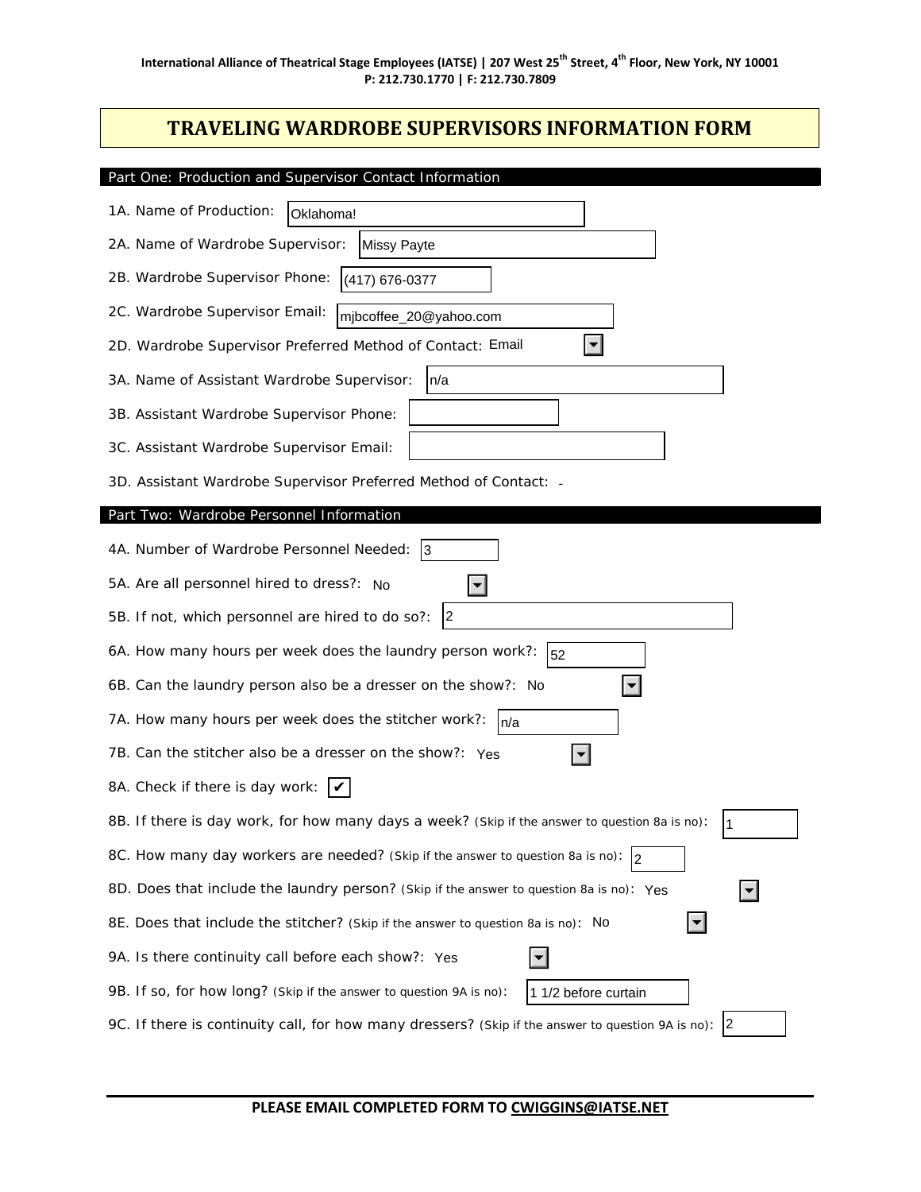International Alliance of Theatrical Stage Employees (IATSE) | 207 West 25th Street, 4th Floor, New York, NY 10001
P: 212.730.1770 | F: 212.730.7809

# TRAVELING WARDROBE SUPERVISORS INFORMATION FORM

## Part One: Production and Supervisor Contact Information

1A. Name of Production: Oklahoma!

2A. Name of Wardrobe Supervisor: Missy Payte

2B. Wardrobe Supervisor Phone: (417) 676-0377

2C. Wardrobe Supervisor Email: mjbcoffee_20@yahoo.com

2D. Wardrobe Supervisor Preferred Method of Contact: Email

3A. Name of Assistant Wardrobe Supervisor: n/a

3B. Assistant Wardrobe Supervisor Phone:

3C. Assistant Wardrobe Supervisor Email:

3D. Assistant Wardrobe Supervisor Preferred Method of Contact: -

## Part Two: Wardrobe Personnel Information

4A. Number of Wardrobe Personnel Needed: 3

5A. Are all personnel hired to dress?: No

5B. If not, which personnel are hired to do so?: 2

6A. How many hours per week does the laundry person work?: 52

6B. Can the laundry person also be a dresser on the show?: No

7A. How many hours per week does the stitcher work?: n/a

7B. Can the stitcher also be a dresser on the show?: Yes

8A. Check if there is day work: ✔

8B. If there is day work, for how many days a week? (Skip if the answer to question 8a is no): 1

8C. How many day workers are needed? (Skip if the answer to question 8a is no): 2

8D. Does that include the laundry person? (Skip if the answer to question 8a is no): Yes

8E. Does that include the stitcher? (Skip if the answer to question 8a is no): No

9A. Is there continuity call before each show?: Yes

9B. If so, for how long? (Skip if the answer to question 9A is no): 1 1/2 before curtain

9C. If there is continuity call, for how many dressers? (Skip if the answer to question 9A is no): 2

**PLEASE EMAIL COMPLETED FORM TO CWIGGINS@IATSE.NET**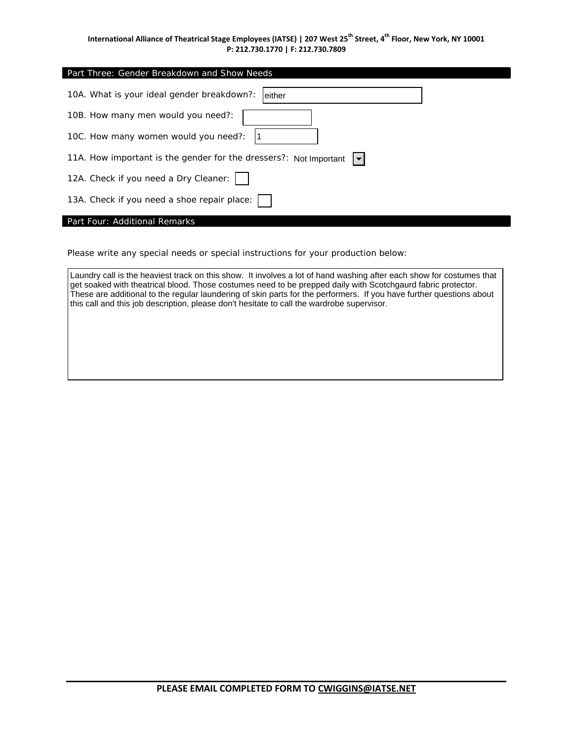**International Alliance of Theatrical Stage Employees (IATSE) | 207 West 25th Street, 4th Floor, New York, NY 10001**
**P: 212.730.1770 | F: 212.730.7809**

## Part Three: Gender Breakdown and Show Needs

10A. What is your ideal gender breakdown?: either

10B. How many men would you need?:

10C. How many women would you need?: 1

11A. How important is the gender for the dressers?: Not Important

12A. Check if you need a Dry Cleaner: ☐

13A. Check if you need a shoe repair place: ☐

## Part Four: Additional Remarks

Please write any special needs or special instructions for your production below:

Laundry call is the heaviest track on this show. It involves a lot of hand washing after each show for costumes that get soaked with theatrical blood. Those costumes need to be prepped daily with Scotchgaurd fabric protector. These are additional to the regular laundering of skin parts for the performers. If you have further questions about this call and this job description, please don't hesitate to call the wardrobe supervisor.

**PLEASE EMAIL COMPLETED FORM TO CWIGGINS@IATSE.NET**